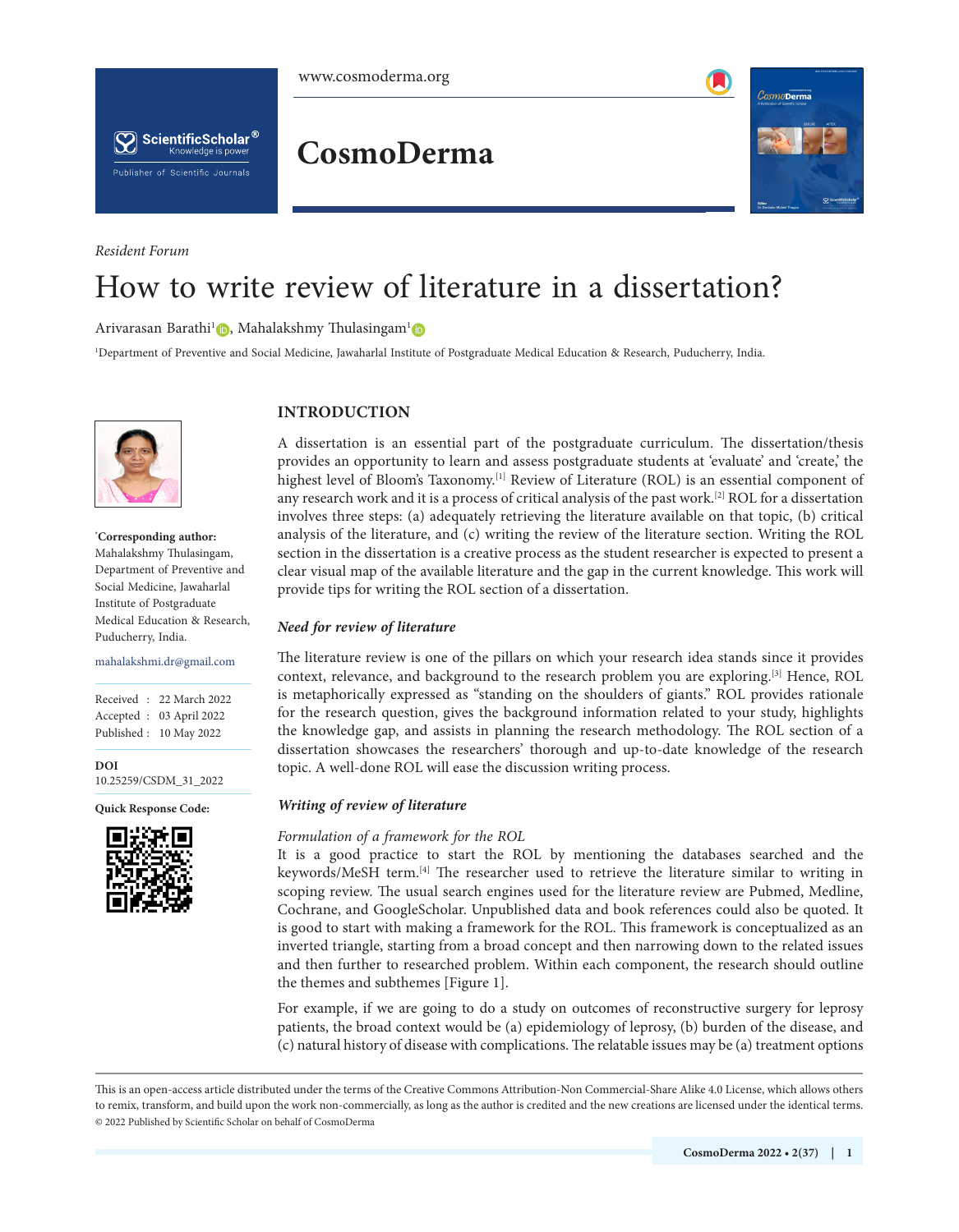Resident Forum

# How to write review of literature in a dissertation?

Arivarasan Barathi[1], Mahalakshmy Thulasingam[1]

[1]Department of Preventive and Social Medicine, Jawaharlal Institute of Postgraduate Medical Education & Research, Puducherry, India.

*Corresponding author: Mahalakshmy Thulasingam, Department of Preventive and Social Medicine, Jawaharlal Institute of Postgraduate Medical Education & Research, Puducherry, India.

mahalakshmi.dr@gmail.com

Received : 22 March 2022
Accepted : 03 April 2022
Published : 10 May 2022

**DOI**
10.25259/CSDM_31_2022

**Quick Response Code:**

## INTRODUCTION

A dissertation is an essential part of the postgraduate curriculum. The dissertation/thesis provides an opportunity to learn and assess postgraduate students at 'evaluate' and 'create,' the highest level of Bloom's Taxonomy.[1] Review of Literature (ROL) is an essential component of any research work and it is a process of critical analysis of the past work.[2] ROL for a dissertation involves three steps: (a) adequately retrieving the literature available on that topic, (b) critical analysis of the literature, and (c) writing the review of the literature section. Writing the ROL section in the dissertation is a creative process as the student researcher is expected to present a clear visual map of the available literature and the gap in the current knowledge. This work will provide tips for writing the ROL section of a dissertation.

### *Need for review of literature*

The literature review is one of the pillars on which your research idea stands since it provides context, relevance, and background to the research problem you are exploring.[3] Hence, ROL is metaphorically expressed as "standing on the shoulders of giants." ROL provides rationale for the research question, gives the background information related to your study, highlights the knowledge gap, and assists in planning the research methodology. The ROL section of a dissertation showcases the researchers' thorough and up-to-date knowledge of the research topic. A well-done ROL will ease the discussion writing process.

### *Writing of review of literature*

*Formulation of a framework for the ROL*

It is a good practice to start the ROL by mentioning the databases searched and the keywords/MeSH term.[4] The researcher used to retrieve the literature similar to writing in scoping review. The usual search engines used for the literature review are Pubmed, Medline, Cochrane, and GoogleScholar. Unpublished data and book references could also be quoted. It is good to start with making a framework for the ROL. This framework is conceptualized as an inverted triangle, starting from a broad concept and then narrowing down to the related issues and then further to researched problem. Within each component, the research should outline the themes and subthemes [Figure 1].

For example, if we are going to do a study on outcomes of reconstructive surgery for leprosy patients, the broad context would be (a) epidemiology of leprosy, (b) burden of the disease, and (c) natural history of disease with complications. The relatable issues may be (a) treatment options

This is an open-access article distributed under the terms of the Creative Commons Attribution-Non Commercial-Share Alike 4.0 License, which allows others to remix, transform, and build upon the work non-commercially, as long as the author is credited and the new creations are licensed under the identical terms.
© 2022 Published by Scientific Scholar on behalf of CosmoDerma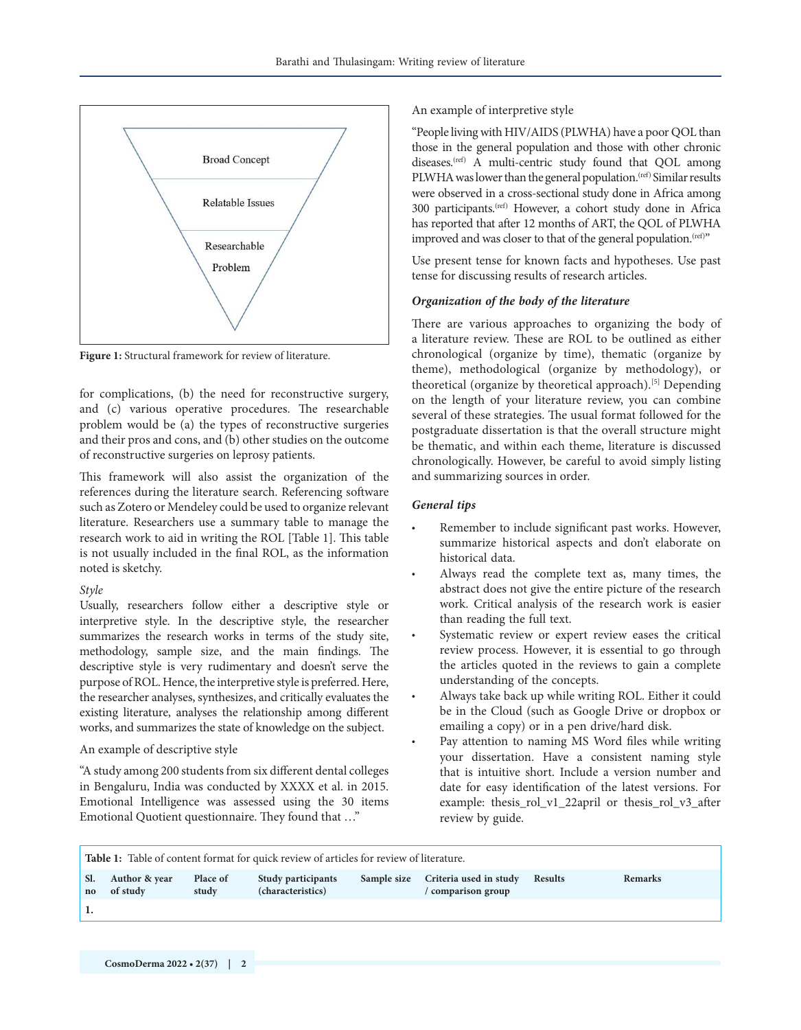Broad Concept

Relatable Issues

Researchable Problem

**Figure 1:** Structural framework for review of literature.

for complications, (b) the need for reconstructive surgery, and (c) various operative procedures. The researchable problem would be (a) the types of reconstructive surgeries and their pros and cons, and (b) other studies on the outcome of reconstructive surgeries on leprosy patients.

This framework will also assist the organization of the references during the literature search. Referencing software such as Zotero or Mendeley could be used to organize relevant literature. Researchers use a summary table to manage the research work to aid in writing the ROL [Table 1]. This table is not usually included in the final ROL, as the information noted is sketchy.

*Style*

Usually, researchers follow either a descriptive style or interpretive style. In the descriptive style, the researcher summarizes the research works in terms of the study site, methodology, sample size, and the main findings. The descriptive style is very rudimentary and doesn't serve the purpose of ROL. Hence, the interpretive style is preferred. Here, the researcher analyses, synthesizes, and critically evaluates the existing literature, analyses the relationship among different works, and summarizes the state of knowledge on the subject.

An example of descriptive style

"A study among 200 students from six different dental colleges in Bengaluru, India was conducted by XXXX et al. in 2015. Emotional Intelligence was assessed using the 30 items Emotional Quotient questionnaire. They found that …"

An example of interpretive style

"People living with HIV/AIDS (PLWHA) have a poor QOL than those in the general population and those with other chronic diseases.[ref] A multi-centric study found that QOL among PLWHA was lower than the general population.[ref] Similar results were observed in a cross-sectional study done in Africa among 300 participants.[ref] However, a cohort study done in Africa has reported that after 12 months of ART, the QOL of PLWHA improved and was closer to that of the general population.[ref]"

Use present tense for known facts and hypotheses. Use past tense for discussing results of research articles.

***Organization of the body of the literature***

There are various approaches to organizing the body of a literature review. These are ROL to be outlined as either chronological (organize by time), thematic (organize by theme), methodological (organize by methodology), or theoretical (organize by theoretical approach).[5] Depending on the length of your literature review, you can combine several of these strategies. The usual format followed for the postgraduate dissertation is that the overall structure might be thematic, and within each theme, literature is discussed chronologically. However, be careful to avoid simply listing and summarizing sources in order.

***General tips***

- Remember to include significant past works. However, summarize historical aspects and don't elaborate on historical data.
- Always read the complete text as, many times, the abstract does not give the entire picture of the research work. Critical analysis of the research work is easier than reading the full text.
- Systematic review or expert review eases the critical review process. However, it is essential to go through the articles quoted in the reviews to gain a complete understanding of the concepts.
- Always take back up while writing ROL. Either it could be in the Cloud (such as Google Drive or dropbox or emailing a copy) or in a pen drive/hard disk.
- Pay attention to naming MS Word files while writing your dissertation. Have a consistent naming style that is intuitive short. Include a version number and date for easy identification of the latest versions. For example: thesis_rol_v1_22april or thesis_rol_v3_after review by guide.

**Table 1:** Table of content format for quick review of articles for review of literature.

| Sl. no | Author & year of study | Place of study | Study participants (characteristics) | Sample size | Criteria used in study / comparison group | Results | Remarks |
|---|---|---|---|---|---|---|---|
| 1. | | | | | | | |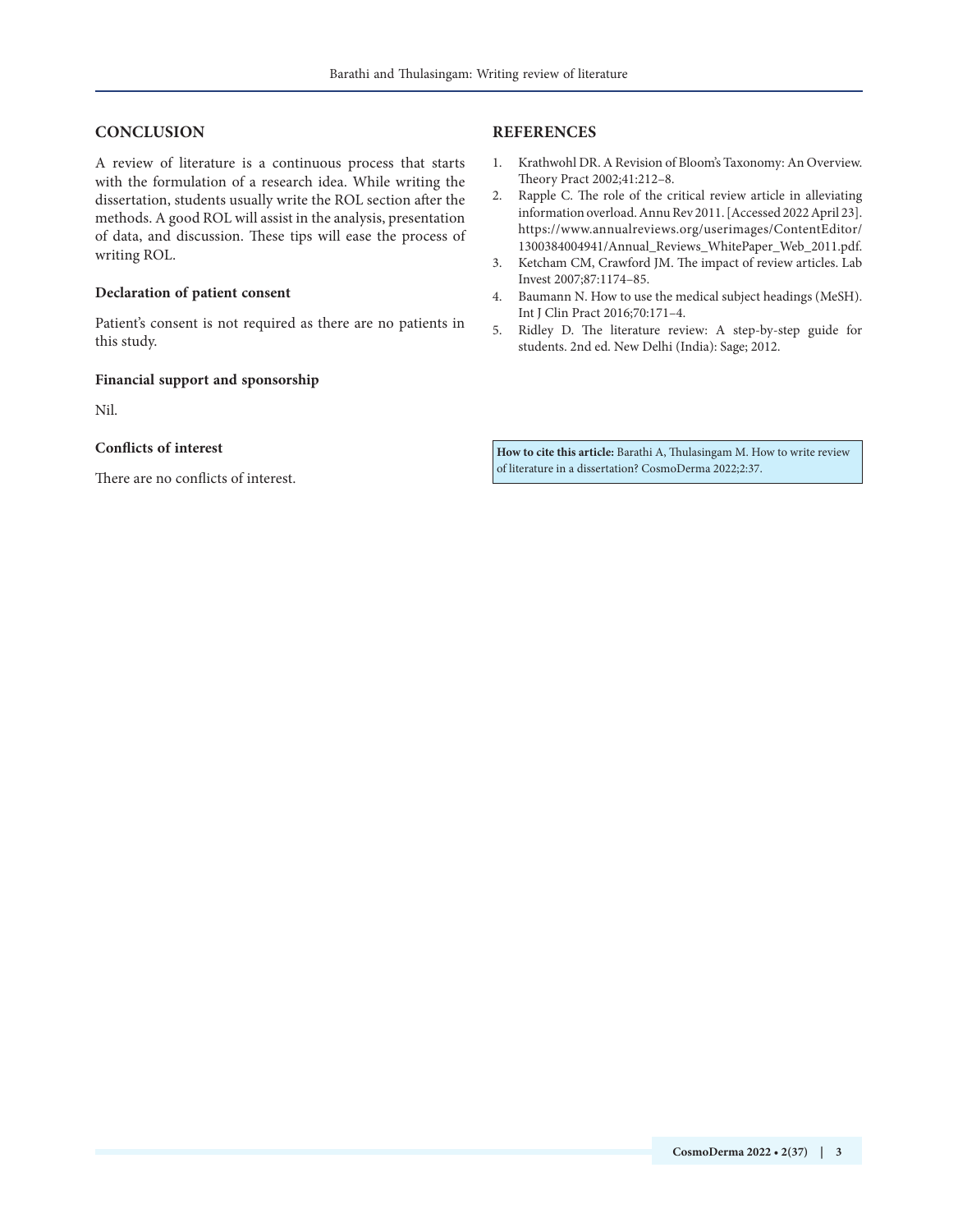## CONCLUSION

A review of literature is a continuous process that starts with the formulation of a research idea. While writing the dissertation, students usually write the ROL section after the methods. A good ROL will assist in the analysis, presentation of data, and discussion. These tips will ease the process of writing ROL.

### Declaration of patient consent

Patient's consent is not required as there are no patients in this study.

### Financial support and sponsorship

Nil.

### Conflicts of interest

There are no conflicts of interest.

## REFERENCES

1. Krathwohl DR. A Revision of Bloom's Taxonomy: An Overview. Theory Pract 2002;41:212–8.
2. Rapple C. The role of the critical review article in alleviating information overload. Annu Rev 2011. [Accessed 2022 April 23]. https://www.annualreviews.org/userimages/ContentEditor/1300384004941/Annual_Reviews_WhitePaper_Web_2011.pdf.
3. Ketcham CM, Crawford JM. The impact of review articles. Lab Invest 2007;87:1174–85.
4. Baumann N. How to use the medical subject headings (MeSH). Int J Clin Pract 2016;70:171–4.
5. Ridley D. The literature review: A step-by-step guide for students. 2nd ed. New Delhi (India): Sage; 2012.

**How to cite this article:** Barathi A, Thulasingam M. How to write review of literature in a dissertation? CosmoDerma 2022;2:37.